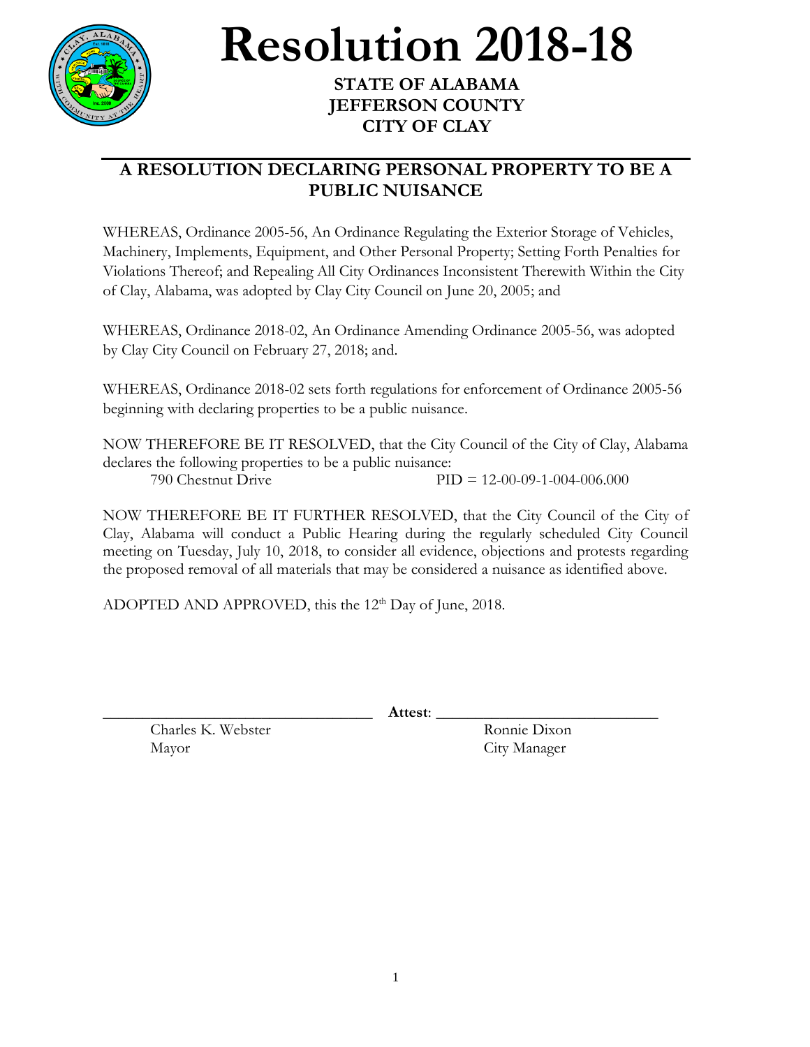// Note: "12th" is rendered as "12th" — the "th" superscript is an ordinal, not math.

# Resolution 2018-18

**STATE OF ALABAMA**
**JEFFERSON COUNTY**
**CITY OF CLAY**

## A RESOLUTION DECLARING PERSONAL PROPERTY TO BE A PUBLIC NUISANCE

WHEREAS, Ordinance 2005-56, An Ordinance Regulating the Exterior Storage of Vehicles, Machinery, Implements, Equipment, and Other Personal Property; Setting Forth Penalties for Violations Thereof; and Repealing All City Ordinances Inconsistent Therewith Within the City of Clay, Alabama, was adopted by Clay City Council on June 20, 2005; and

WHEREAS, Ordinance 2018-02, An Ordinance Amending Ordinance 2005-56, was adopted by Clay City Council on February 27, 2018; and.

WHEREAS, Ordinance 2018-02 sets forth regulations for enforcement of Ordinance 2005-56 beginning with declaring properties to be a public nuisance.

NOW THEREFORE BE IT RESOLVED, that the City Council of the City of Clay, Alabama declares the following properties to be a public nuisance:

790 Chestnut Drive PID = 12-00-09-1-004-006.000

NOW THEREFORE BE IT FURTHER RESOLVED, that the City Council of the City of Clay, Alabama will conduct a Public Hearing during the regularly scheduled City Council meeting on Tuesday, July 10, 2018, to consider all evidence, objections and protests regarding the proposed removal of all materials that may be considered a nuisance as identified above.

ADOPTED AND APPROVED, this the 12th Day of June, 2018.

\_\_\_\_\_\_\_\_\_\_\_\_\_\_\_\_\_\_\_\_\_\_\_\_\_\_\_\_\_\_\_\_\_\_ **Attest**: \_\_\_\_\_\_\_\_\_\_\_\_\_\_\_\_\_\_\_\_\_\_\_\_\_\_\_\_

Charles K. Webster
Mayor

Ronnie Dixon
City Manager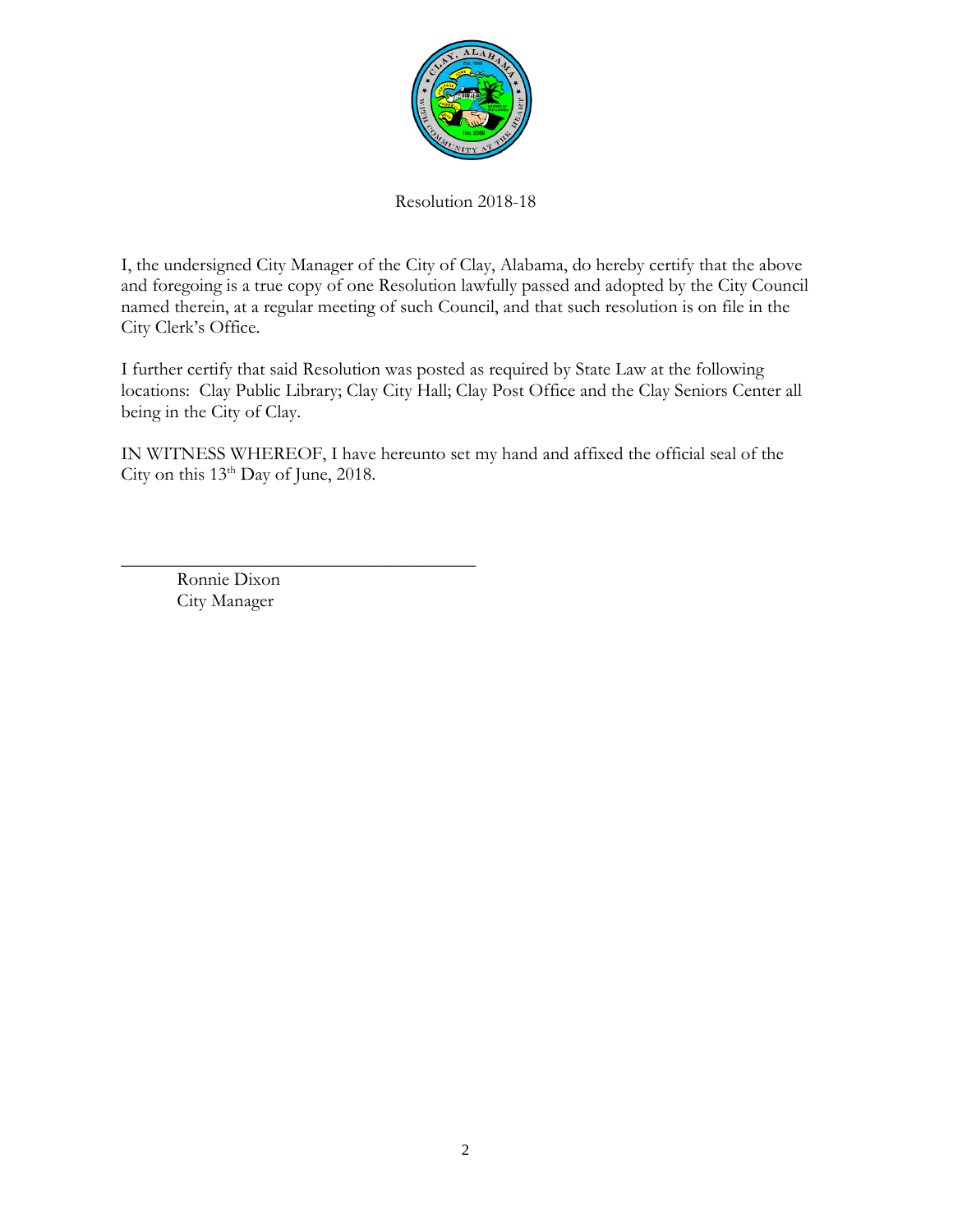Resolution 2018-18

I, the undersigned City Manager of the City of Clay, Alabama, do hereby certify that the above and foregoing is a true copy of one Resolution lawfully passed and adopted by the City Council named therein, at a regular meeting of such Council, and that such resolution is on file in the City Clerk's Office.

I further certify that said Resolution was posted as required by State Law at the following locations: Clay Public Library; Clay City Hall; Clay Post Office and the Clay Seniors Center all being in the City of Clay.

IN WITNESS WHEREOF, I have hereunto set my hand and affixed the official seal of the City on this 13th Day of June, 2018.

\_\_\_\_\_\_\_\_\_\_\_\_\_\_\_\_\_\_\_\_\_\_\_\_\_\_\_\_\_\_\_\_\_\_\_\_\_\_

Ronnie Dixon
City Manager